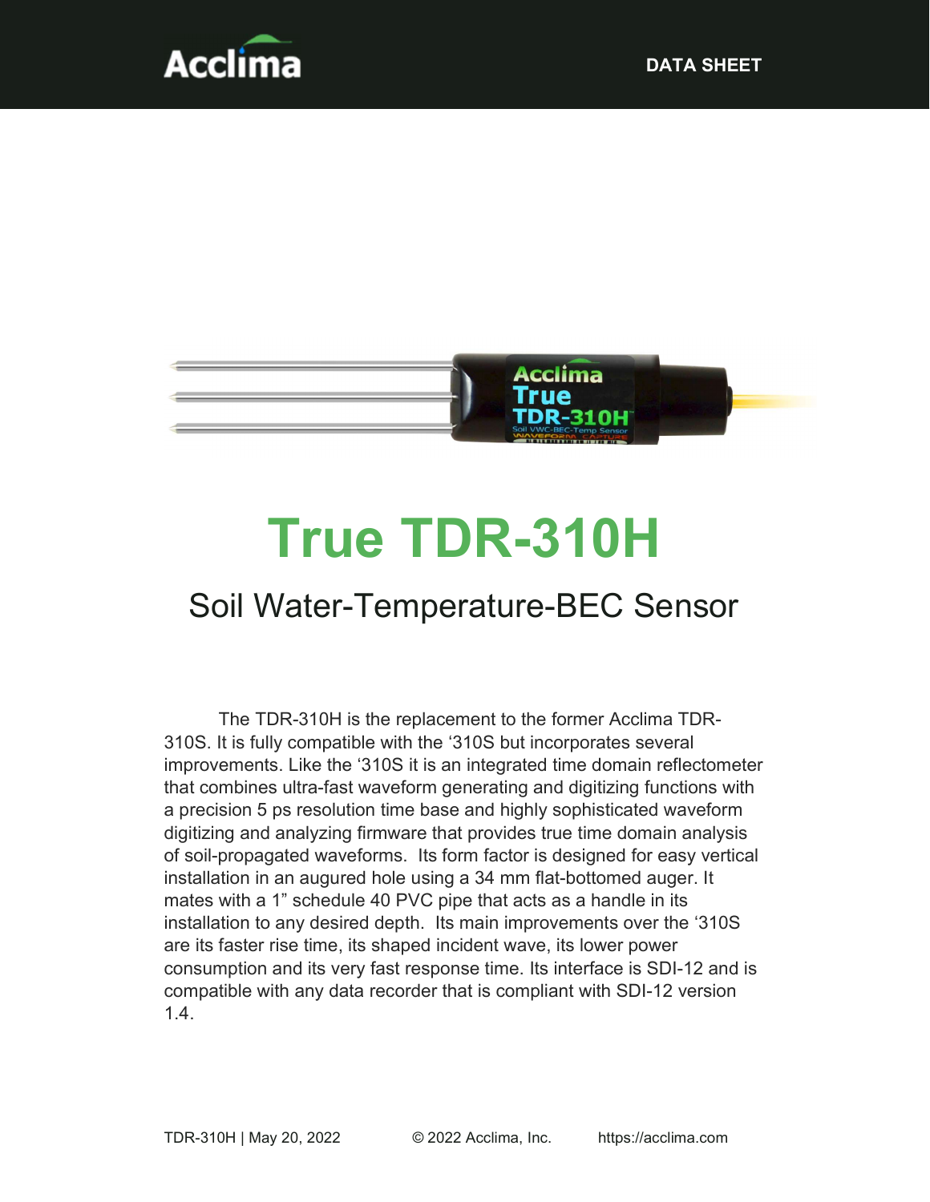# True TDR-310H

## Soil Water-Temperature-BEC Sensor

The TDR-310H is the replacement to the former Acclima TDR-310S. It is fully compatible with the '310S but incorporates several improvements. Like the '310S it is an integrated time domain reflectometer that combines ultra-fast waveform generating and digitizing functions with a precision 5 ps resolution time base and highly sophisticated waveform digitizing and analyzing firmware that provides true time domain analysis of soil-propagated waveforms. Its form factor is designed for easy vertical installation in an augured hole using a 34 mm flat-bottomed auger. It mates with a 1" schedule 40 PVC pipe that acts as a handle in its installation to any desired depth. Its main improvements over the '310S are its faster rise time, its shaped incident wave, its lower power consumption and its very fast response time. Its interface is SDI-12 and is compatible with any data recorder that is compliant with SDI-12 version 1.4.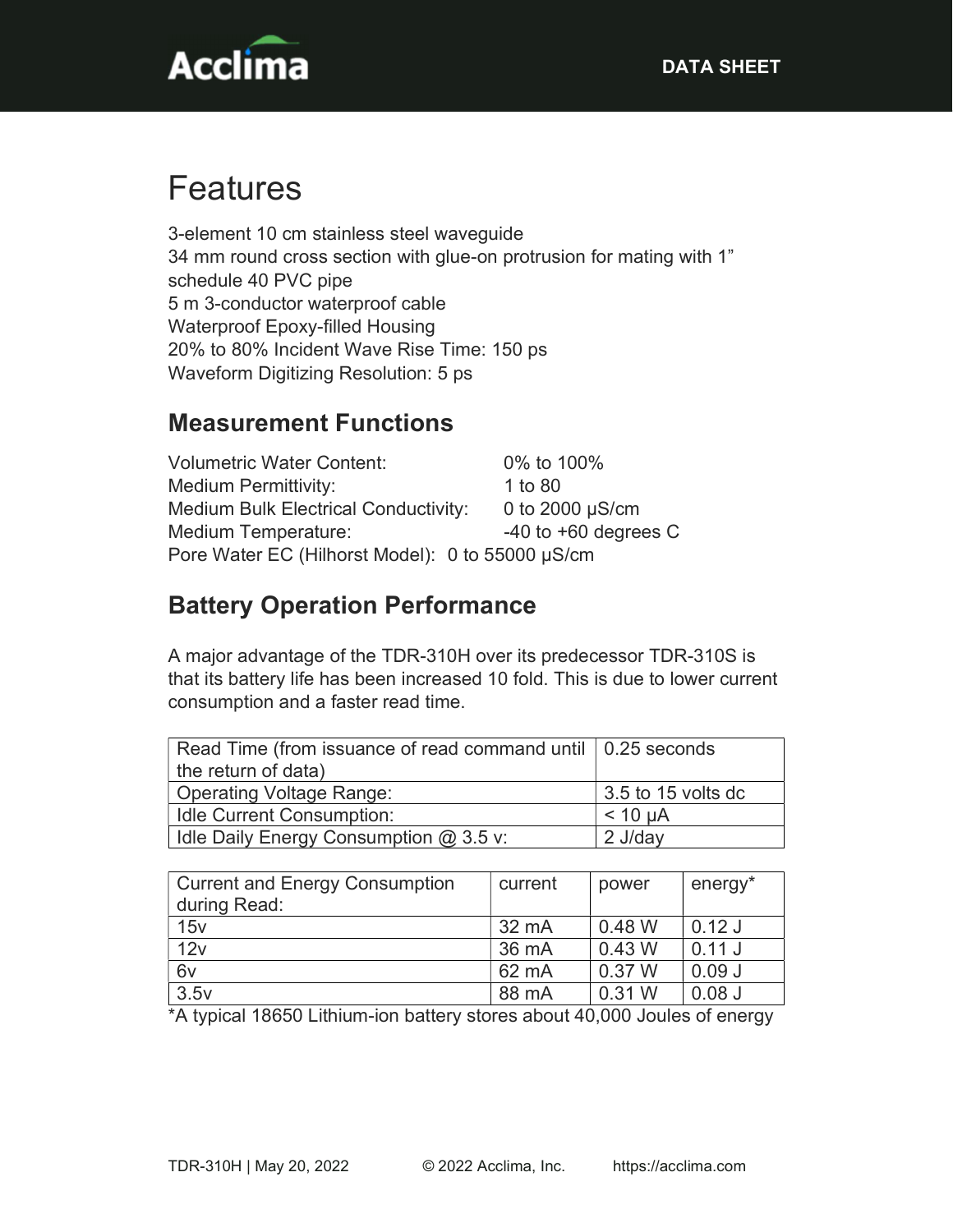# Features

3-element 10 cm stainless steel waveguide
34 mm round cross section with glue-on protrusion for mating with 1” schedule 40 PVC pipe
5 m 3-conductor waterproof cable
Waterproof Epoxy-filled Housing
20% to 80% Incident Wave Rise Time: 150 ps
Waveform Digitizing Resolution: 5 ps

## Measurement Functions

Volumetric Water Content: 0% to 100%
Medium Permittivity: 1 to 80
Medium Bulk Electrical Conductivity: 0 to 2000 μS/cm
Medium Temperature: -40 to +60 degrees C
Pore Water EC (Hilhorst Model): 0 to 55000 μS/cm

## Battery Operation Performance

A major advantage of the TDR-310H over its predecessor TDR-310S is that its battery life has been increased 10 fold. This is due to lower current consumption and a faster read time.

| | |
|---|---|
| Read Time (from issuance of read command until the return of data) | 0.25 seconds |
| Operating Voltage Range: | 3.5 to 15 volts dc |
| Idle Current Consumption: | < 10 μA |
| Idle Daily Energy Consumption @ 3.5 v: | 2 J/day |

| Current and Energy Consumption during Read: | current | power | energy* |
|---|---|---|---|
| 15v | 32 mA | 0.48 W | 0.12 J |
| 12v | 36 mA | 0.43 W | 0.11 J |
| 6v | 62 mA | 0.37 W | 0.09 J |
| 3.5v | 88 mA | 0.31 W | 0.08 J |

*A typical 18650 Lithium-ion battery stores about 40,000 Joules of energy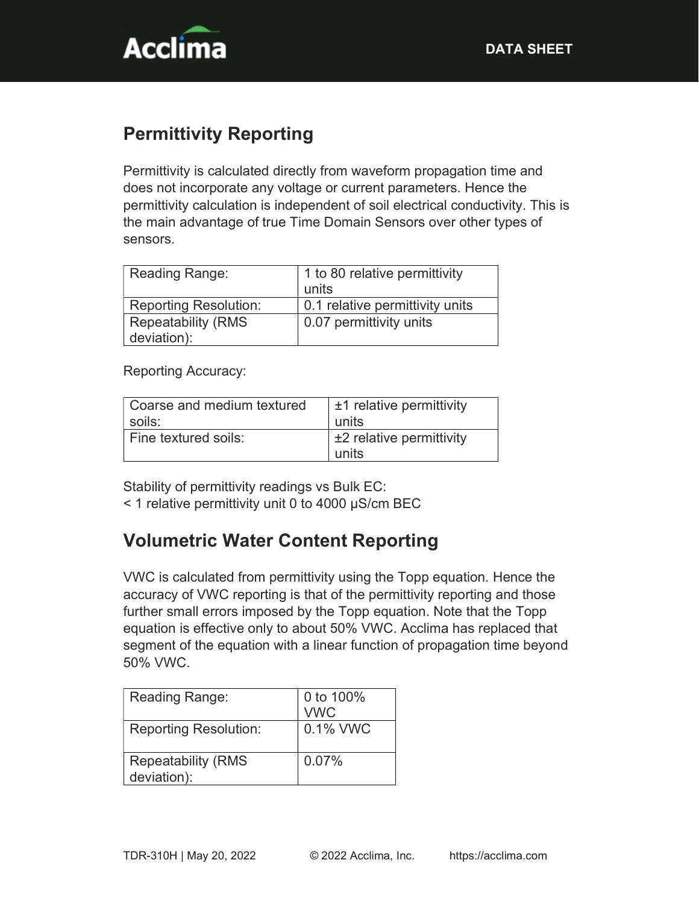## Permittivity Reporting

Permittivity is calculated directly from waveform propagation time and does not incorporate any voltage or current parameters. Hence the permittivity calculation is independent of soil electrical conductivity. This is the main advantage of true Time Domain Sensors over other types of sensors.

| | |
|---|---|
| Reading Range: | 1 to 80 relative permittivity units |
| Reporting Resolution: | 0.1 relative permittivity units |
| Repeatability (RMS deviation): | 0.07 permittivity units |

Reporting Accuracy:

| | |
|---|---|
| Coarse and medium textured soils: | ±1 relative permittivity units |
| Fine textured soils: | ±2 relative permittivity units |

Stability of permittivity readings vs Bulk EC:
< 1 relative permittivity unit 0 to 4000 μS/cm BEC

## Volumetric Water Content Reporting

VWC is calculated from permittivity using the Topp equation. Hence the accuracy of VWC reporting is that of the permittivity reporting and those further small errors imposed by the Topp equation. Note that the Topp equation is effective only to about 50% VWC. Acclima has replaced that segment of the equation with a linear function of propagation time beyond 50% VWC.

| | |
|---|---|
| Reading Range: | 0 to 100% VWC |
| Reporting Resolution: | 0.1% VWC |
| Repeatability (RMS deviation): | 0.07% |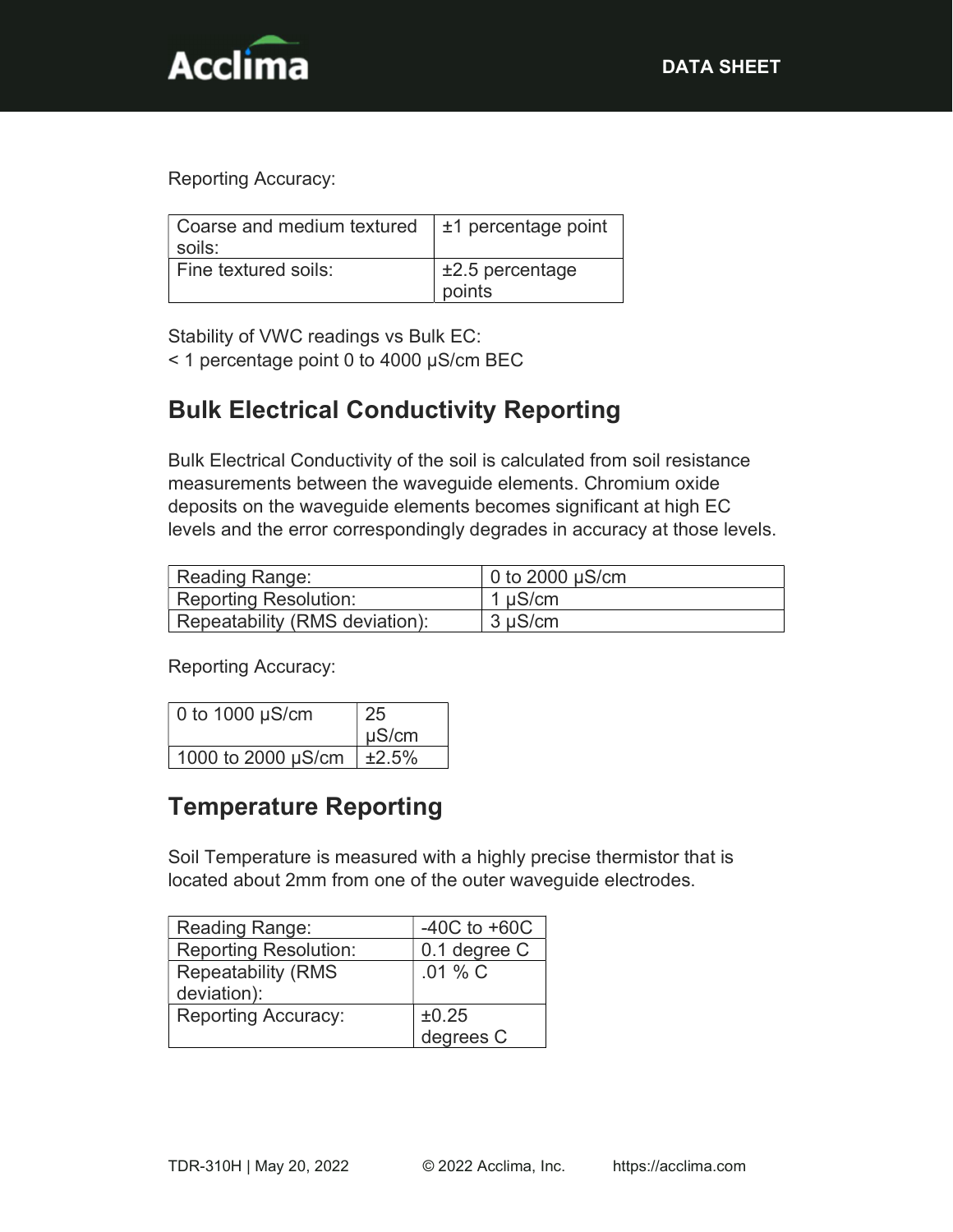Reporting Accuracy:

| | |
|---|---|
| Coarse and medium textured soils: | ±1 percentage point |
| Fine textured soils: | ±2.5 percentage points |

Stability of VWC readings vs Bulk EC:
< 1 percentage point 0 to 4000 μS/cm BEC

## Bulk Electrical Conductivity Reporting

Bulk Electrical Conductivity of the soil is calculated from soil resistance measurements between the waveguide elements. Chromium oxide deposits on the waveguide elements becomes significant at high EC levels and the error correspondingly degrades in accuracy at those levels.

| | |
|---|---|
| Reading Range: | 0 to 2000 μS/cm |
| Reporting Resolution: | 1 μS/cm |
| Repeatability (RMS deviation): | 3 μS/cm |

Reporting Accuracy:

| | |
|---|---|
| 0 to 1000 μS/cm | 25 μS/cm |
| 1000 to 2000 μS/cm | ±2.5% |

## Temperature Reporting

Soil Temperature is measured with a highly precise thermistor that is located about 2mm from one of the outer waveguide electrodes.

| | |
|---|---|
| Reading Range: | -40C to +60C |
| Reporting Resolution: | 0.1 degree C |
| Repeatability (RMS deviation): | .01 % C |
| Reporting Accuracy: | ±0.25 degrees C |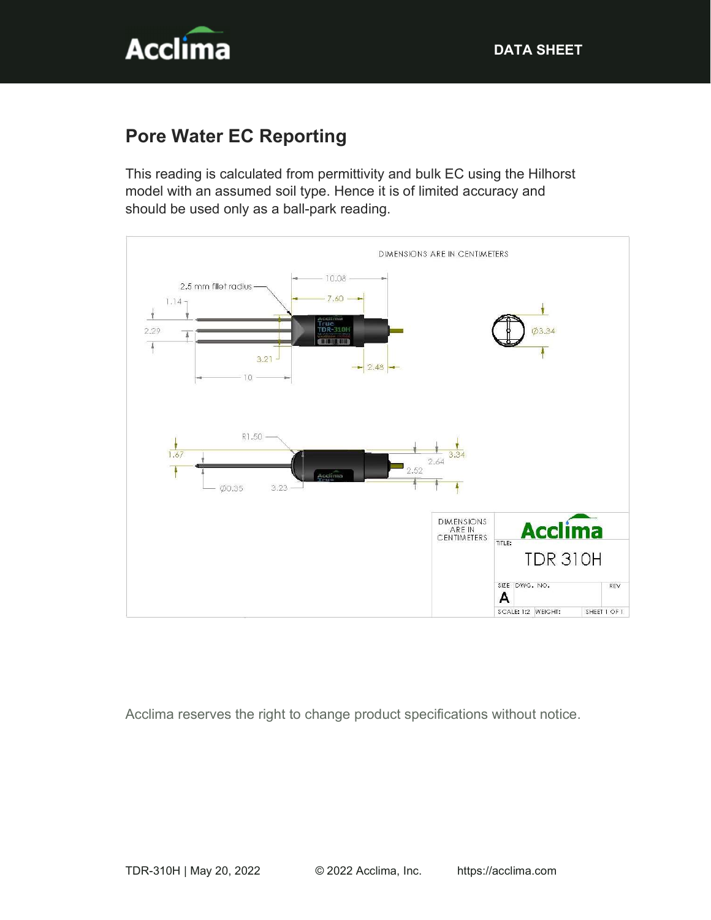## Pore Water EC Reporting

This reading is calculated from permittivity and bulk EC using the Hilhorst model with an assumed soil type. Hence it is of limited accuracy and should be used only as a ball-park reading.

DIMENSIONS ARE IN CENTIMETERS

2.5 mm fillet radius

10.08

7.60

1.14

2.29

3.21

10

2.48

Ø3.34

R1.50

1.67

3.34

2.64

2.52

Ø0.35

3.23

DIMENSIONS ARE IN CENTIMETERS

Acclima

TITLE: TDR 310H

SIZE A DWG. NO. REV

SCALE: 1:2 WEIGHT: SHEET 1 OF 1

Acclima reserves the right to change product specifications without notice.